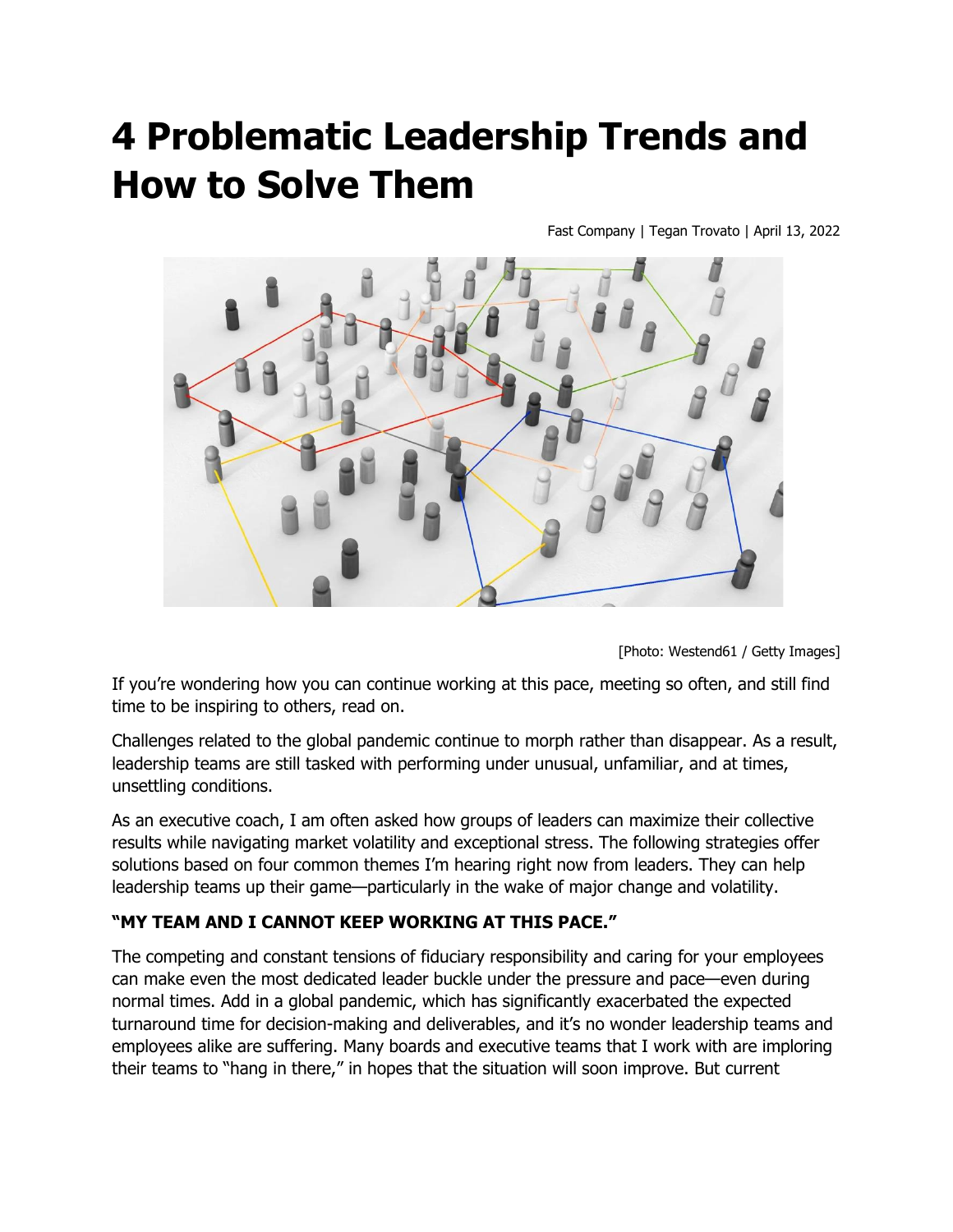# 4 Problematic Leadership Trends and How to Solve Them

Fast Company | Tegan Trovato | April 13, 2022

[Photo: Westend61 / Getty Images]

If you're wondering how you can continue working at this pace, meeting so often, and still find time to be inspiring to others, read on.

Challenges related to the global pandemic continue to morph rather than disappear. As a result, leadership teams are still tasked with performing under unusual, unfamiliar, and at times, unsettling conditions.

As an executive coach, I am often asked how groups of leaders can maximize their collective results while navigating market volatility and exceptional stress. The following strategies offer solutions based on four common themes I'm hearing right now from leaders. They can help leadership teams up their game—particularly in the wake of major change and volatility.

**"MY TEAM AND I CANNOT KEEP WORKING AT THIS PACE."**

The competing and constant tensions of fiduciary responsibility and caring for your employees can make even the most dedicated leader buckle under the pressure and pace—even during normal times. Add in a global pandemic, which has significantly exacerbated the expected turnaround time for decision-making and deliverables, and it's no wonder leadership teams and employees alike are suffering. Many boards and executive teams that I work with are imploring their teams to "hang in there," in hopes that the situation will soon improve. But current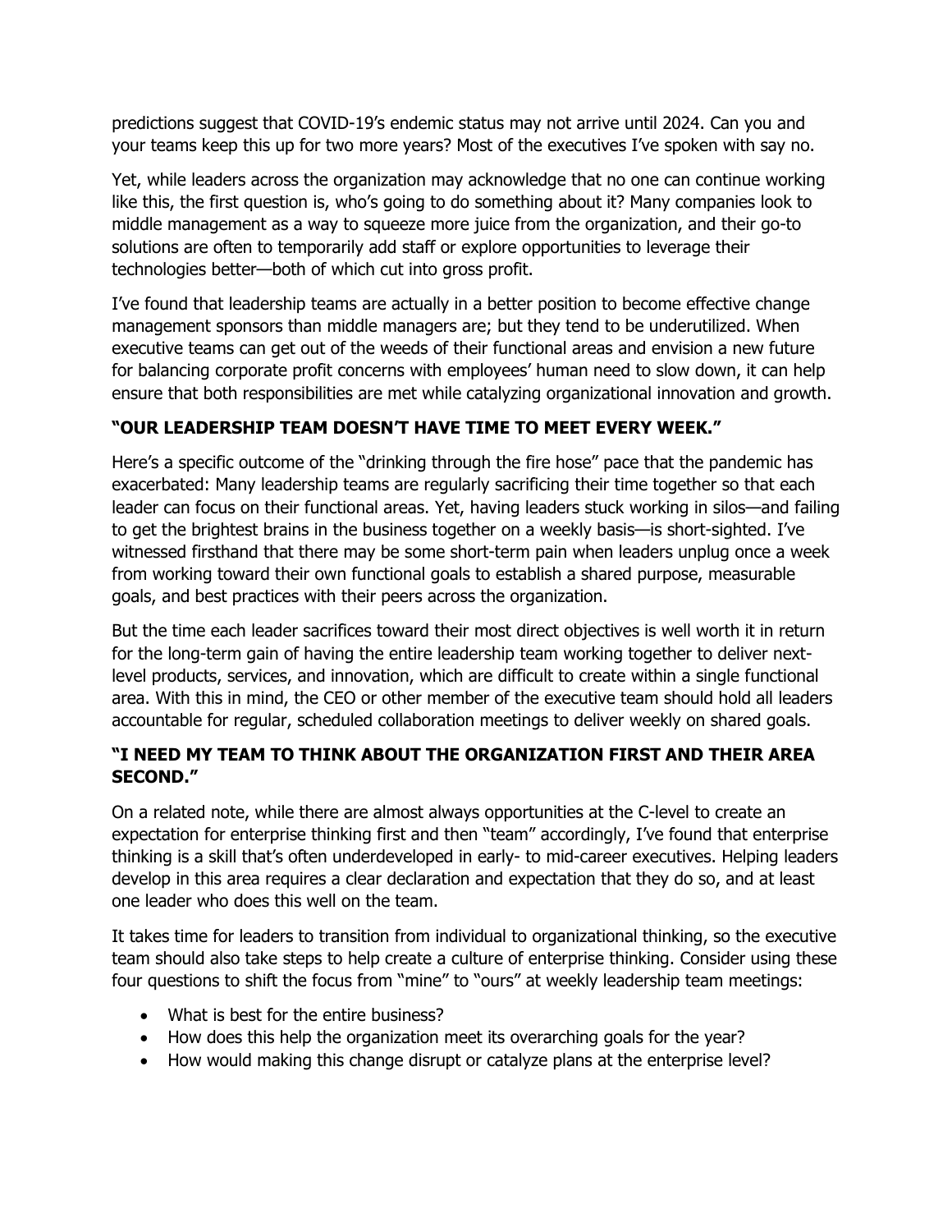predictions suggest that COVID-19's endemic status may not arrive until 2024. Can you and your teams keep this up for two more years? Most of the executives I've spoken with say no.

Yet, while leaders across the organization may acknowledge that no one can continue working like this, the first question is, who's going to do something about it? Many companies look to middle management as a way to squeeze more juice from the organization, and their go-to solutions are often to temporarily add staff or explore opportunities to leverage their technologies better—both of which cut into gross profit.

I've found that leadership teams are actually in a better position to become effective change management sponsors than middle managers are; but they tend to be underutilized. When executive teams can get out of the weeds of their functional areas and envision a new future for balancing corporate profit concerns with employees' human need to slow down, it can help ensure that both responsibilities are met while catalyzing organizational innovation and growth.

### "OUR LEADERSHIP TEAM DOESN'T HAVE TIME TO MEET EVERY WEEK."

Here's a specific outcome of the "drinking through the fire hose" pace that the pandemic has exacerbated: Many leadership teams are regularly sacrificing their time together so that each leader can focus on their functional areas. Yet, having leaders stuck working in silos—and failing to get the brightest brains in the business together on a weekly basis—is short-sighted. I've witnessed firsthand that there may be some short-term pain when leaders unplug once a week from working toward their own functional goals to establish a shared purpose, measurable goals, and best practices with their peers across the organization.

But the time each leader sacrifices toward their most direct objectives is well worth it in return for the long-term gain of having the entire leadership team working together to deliver next-level products, services, and innovation, which are difficult to create within a single functional area. With this in mind, the CEO or other member of the executive team should hold all leaders accountable for regular, scheduled collaboration meetings to deliver weekly on shared goals.

### "I NEED MY TEAM TO THINK ABOUT THE ORGANIZATION FIRST AND THEIR AREA SECOND."

On a related note, while there are almost always opportunities at the C-level to create an expectation for enterprise thinking first and then "team" accordingly, I've found that enterprise thinking is a skill that's often underdeveloped in early- to mid-career executives. Helping leaders develop in this area requires a clear declaration and expectation that they do so, and at least one leader who does this well on the team.

It takes time for leaders to transition from individual to organizational thinking, so the executive team should also take steps to help create a culture of enterprise thinking. Consider using these four questions to shift the focus from "mine" to "ours" at weekly leadership team meetings:

- What is best for the entire business?
- How does this help the organization meet its overarching goals for the year?
- How would making this change disrupt or catalyze plans at the enterprise level?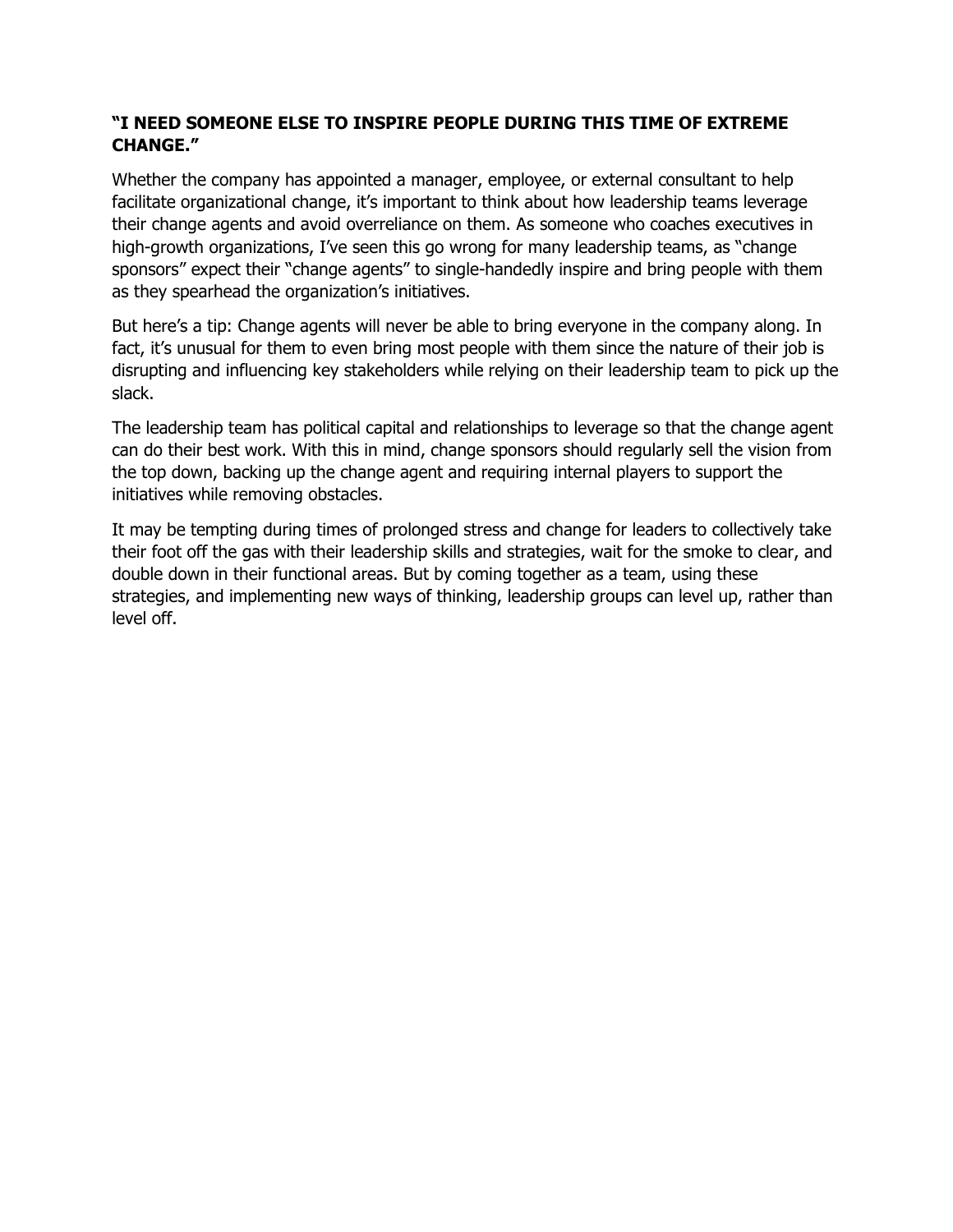**“I NEED SOMEONE ELSE TO INSPIRE PEOPLE DURING THIS TIME OF EXTREME CHANGE.”**

Whether the company has appointed a manager, employee, or external consultant to help facilitate organizational change, it’s important to think about how leadership teams leverage their change agents and avoid overreliance on them. As someone who coaches executives in high-growth organizations, I’ve seen this go wrong for many leadership teams, as “change sponsors” expect their “change agents” to single-handedly inspire and bring people with them as they spearhead the organization’s initiatives.

But here’s a tip: Change agents will never be able to bring everyone in the company along. In fact, it’s unusual for them to even bring most people with them since the nature of their job is disrupting and influencing key stakeholders while relying on their leadership team to pick up the slack.

The leadership team has political capital and relationships to leverage so that the change agent can do their best work. With this in mind, change sponsors should regularly sell the vision from the top down, backing up the change agent and requiring internal players to support the initiatives while removing obstacles.

It may be tempting during times of prolonged stress and change for leaders to collectively take their foot off the gas with their leadership skills and strategies, wait for the smoke to clear, and double down in their functional areas. But by coming together as a team, using these strategies, and implementing new ways of thinking, leadership groups can level up, rather than level off.